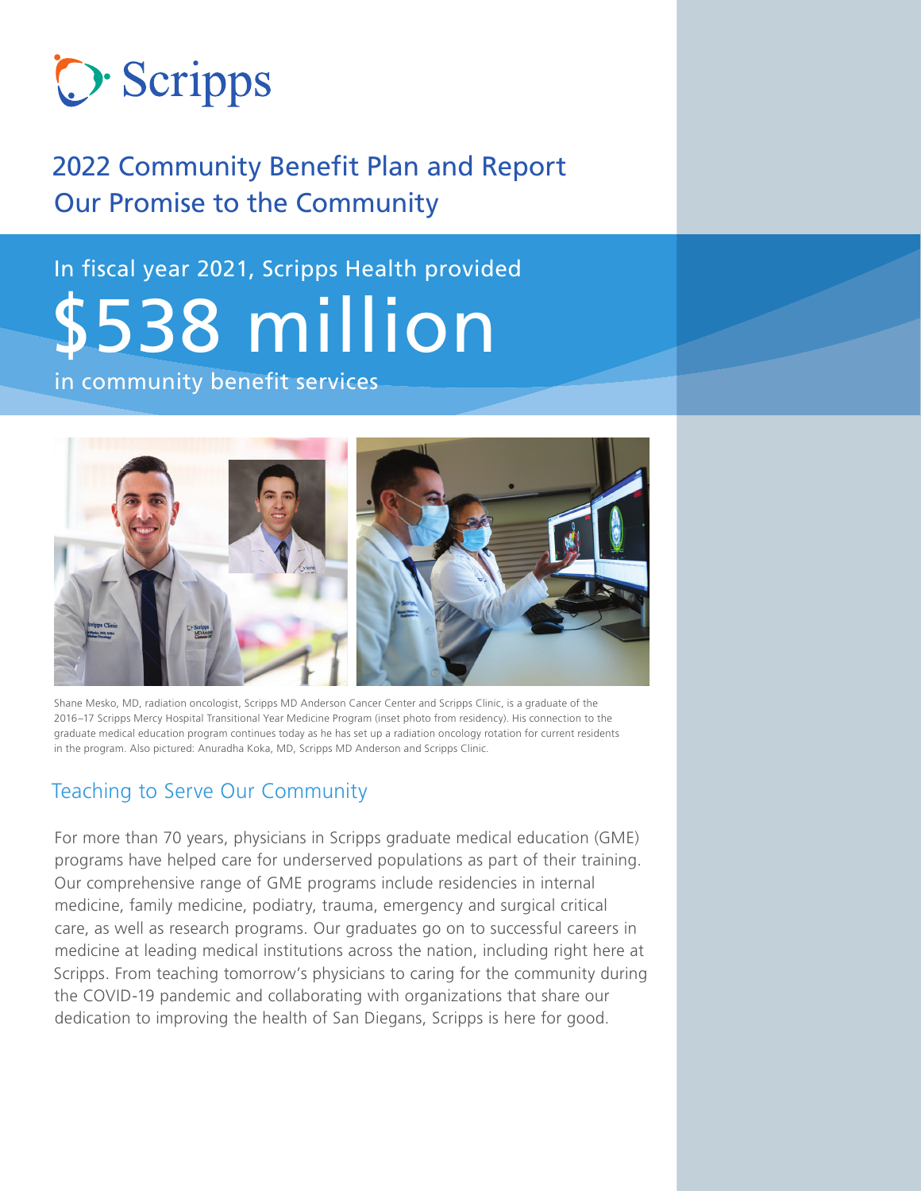Scripps

# 2022 Community Benefit Plan and Report
## Our Promise to the Community

In fiscal year 2021, Scripps Health provided

# $538 million

in community benefit services

Shane Mesko, MD, radiation oncologist, Scripps MD Anderson Cancer Center and Scripps Clinic, is a graduate of the 2016–17 Scripps Mercy Hospital Transitional Year Medicine Program (inset photo from residency). His connection to the graduate medical education program continues today as he has set up a radiation oncology rotation for current residents in the program. Also pictured: Anuradha Koka, MD, Scripps MD Anderson and Scripps Clinic.

## Teaching to Serve Our Community

For more than 70 years, physicians in Scripps graduate medical education (GME) programs have helped care for underserved populations as part of their training. Our comprehensive range of GME programs include residencies in internal medicine, family medicine, podiatry, trauma, emergency and surgical critical care, as well as research programs. Our graduates go on to successful careers in medicine at leading medical institutions across the nation, including right here at Scripps. From teaching tomorrow's physicians to caring for the community during the COVID-19 pandemic and collaborating with organizations that share our dedication to improving the health of San Diegans, Scripps is here for good.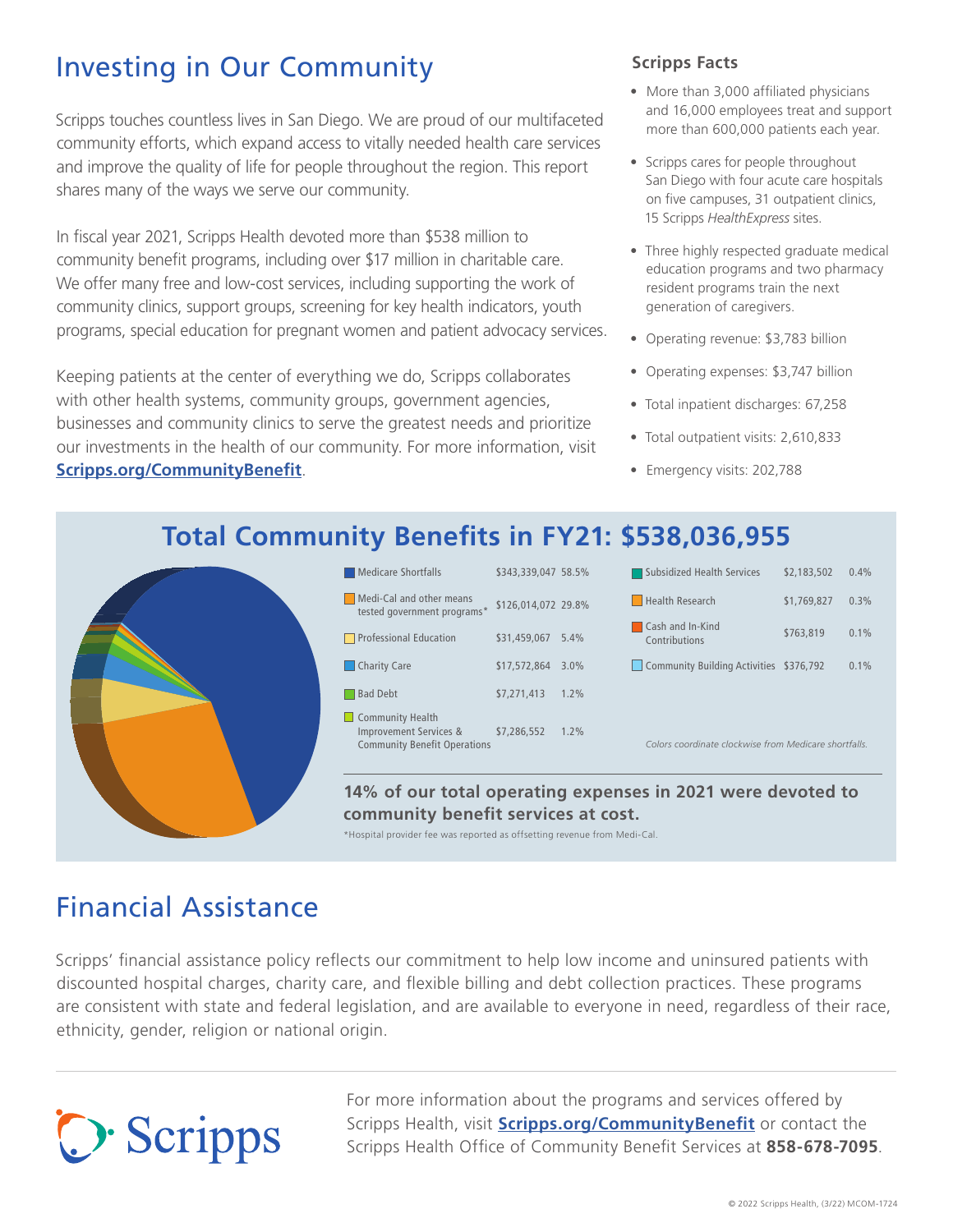# Investing in Our Community

Scripps touches countless lives in San Diego. We are proud of our multifaceted community efforts, which expand access to vitally needed health care services and improve the quality of life for people throughout the region. This report shares many of the ways we serve our community.

In fiscal year 2021, Scripps Health devoted more than $538 million to community benefit programs, including over $17 million in charitable care. We offer many free and low-cost services, including supporting the work of community clinics, support groups, screening for key health indicators, youth programs, special education for pregnant women and patient advocacy services.

Keeping patients at the center of everything we do, Scripps collaborates with other health systems, community groups, government agencies, businesses and community clinics to serve the greatest needs and prioritize our investments in the health of our community. For more information, visit **Scripps.org/CommunityBenefit**.

### Scripps Facts

- More than 3,000 affiliated physicians and 16,000 employees treat and support more than 600,000 patients each year.
- Scripps cares for people throughout San Diego with four acute care hospitals on five campuses, 31 outpatient clinics, 15 Scripps *HealthExpress* sites.
- Three highly respected graduate medical education programs and two pharmacy resident programs train the next generation of caregivers.
- Operating revenue: $3,783 billion
- Operating expenses: $3,747 billion
- Total inpatient discharges: 67,258
- Total outpatient visits: 2,610,833
- Emergency visits: 202,788

## Total Community Benefits in FY21: $538,036,955

Medicare Shortfalls $343,339,047 58.5%

Medi-Cal and other means tested government programs* $126,014,072 29.8%

Professional Education $31,459,067 5.4%

Charity Care $17,572,864 3.0%

Bad Debt $7,271,413 1.2%

Community Health Improvement Services & Community Benefit Operations $7,286,552 1.2%

Subsidized Health Services $2,183,502 0.4%

Health Research $1,769,827 0.3%

Cash and In-Kind Contributions $763,819 0.1%

Community Building Activities $376,792 0.1%

*Colors coordinate clockwise from Medicare shortfalls.*

**14% of our total operating expenses in 2021 were devoted to community benefit services at cost.**

*Hospital provider fee was reported as offsetting revenue from Medi-Cal.

# Financial Assistance

Scripps' financial assistance policy reflects our commitment to help low income and uninsured patients with discounted hospital charges, charity care, and flexible billing and debt collection practices. These programs are consistent with state and federal legislation, and are available to everyone in need, regardless of their race, ethnicity, gender, religion or national origin.

Scripps

For more information about the programs and services offered by Scripps Health, visit **Scripps.org/CommunityBenefit** or contact the Scripps Health Office of Community Benefit Services at **858-678-7095**.

© 2022 Scripps Health, (3/22) MCOM-1724